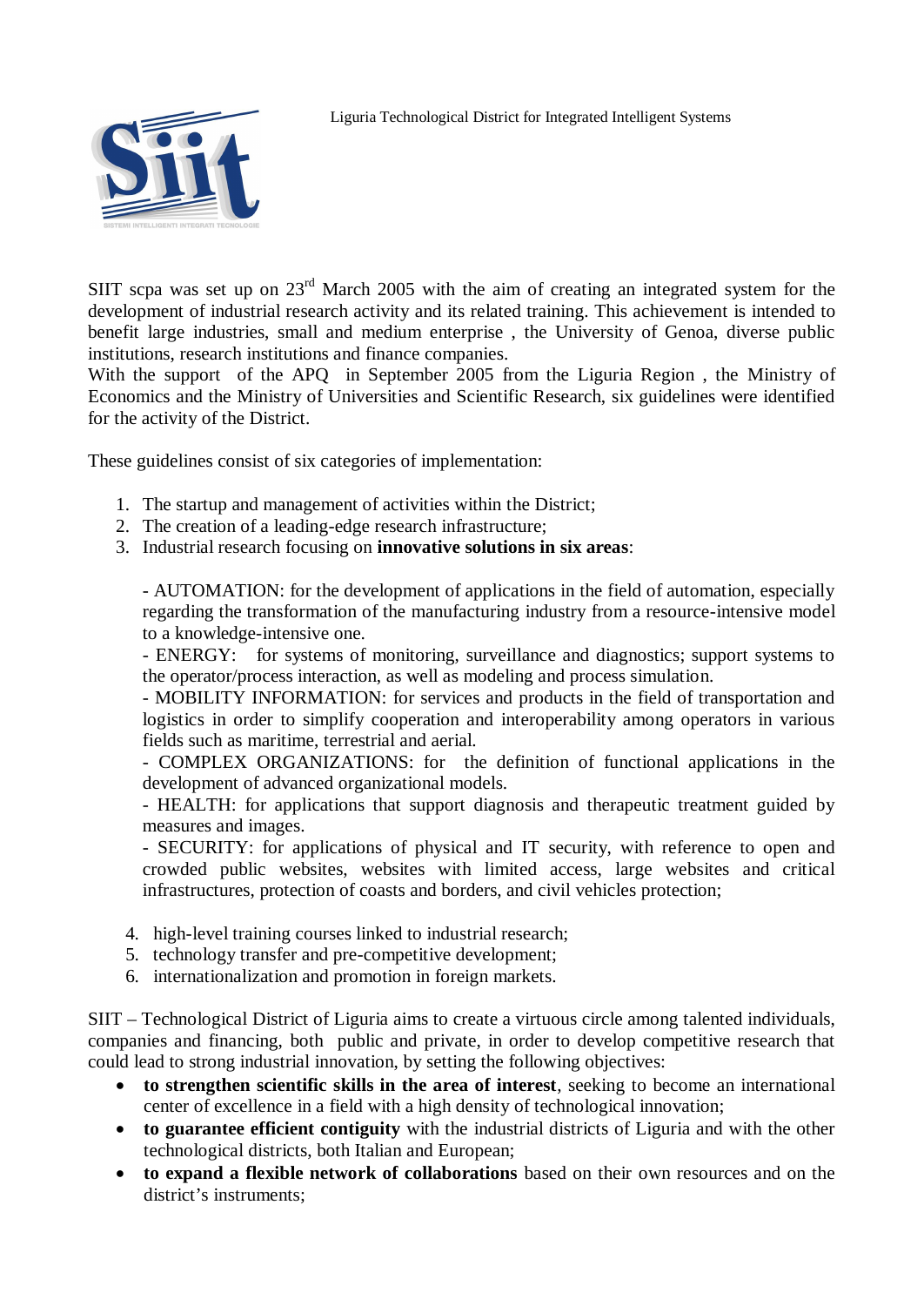Liguria Technological District for Integrated Intelligent Systems

SIIT scpa was set up on 23rd March 2005 with the aim of creating an integrated system for the development of industrial research activity and its related training. This achievement is intended to benefit large industries, small and medium enterprise , the University of Genoa, diverse public institutions, research institutions and finance companies.
With the support of the APQ in September 2005 from the Liguria Region , the Ministry of Economics and the Ministry of Universities and Scientific Research, six guidelines were identified for the activity of the District.

These guidelines consist of six categories of implementation:

1. The startup and management of activities within the District;
2. The creation of a leading-edge research infrastructure;
3. Industrial research focusing on **innovative solutions in six areas**:

   - AUTOMATION: for the development of applications in the field of automation, especially regarding the transformation of the manufacturing industry from a resource-intensive model to a knowledge-intensive one.
   - ENERGY: for systems of monitoring, surveillance and diagnostics; support systems to the operator/process interaction, as well as modeling and process simulation.
   - MOBILITY INFORMATION: for services and products in the field of transportation and logistics in order to simplify cooperation and interoperability among operators in various fields such as maritime, terrestrial and aerial.
   - COMPLEX ORGANIZATIONS: for the definition of functional applications in the development of advanced organizational models.
   - HEALTH: for applications that support diagnosis and therapeutic treatment guided by measures and images.
   - SECURITY: for applications of physical and IT security, with reference to open and crowded public websites, websites with limited access, large websites and critical infrastructures, protection of coasts and borders, and civil vehicles protection;

4. high-level training courses linked to industrial research;
5. technology transfer and pre-competitive development;
6. internationalization and promotion in foreign markets.

SIIT – Technological District of Liguria aims to create a virtuous circle among talented individuals, companies and financing, both public and private, in order to develop competitive research that could lead to strong industrial innovation, by setting the following objectives:

- **to strengthen scientific skills in the area of interest**, seeking to become an international center of excellence in a field with a high density of technological innovation;
- **to guarantee efficient contiguity** with the industrial districts of Liguria and with the other technological districts, both Italian and European;
- **to expand a flexible network of collaborations** based on their own resources and on the district's instruments;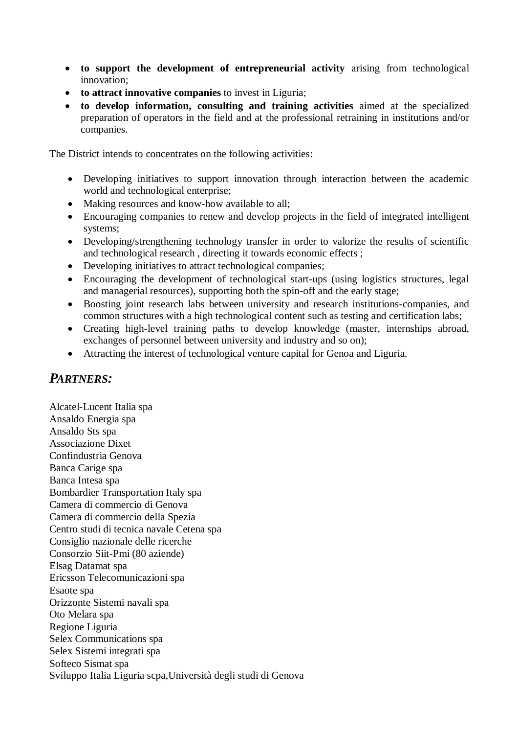- **to support the development of entrepreneurial activity** arising from technological innovation;
- **to attract innovative companies** to invest in Liguria;
- **to develop information, consulting and training activities** aimed at the specialized preparation of operators in the field and at the professional retraining in institutions and/or companies.

The District intends to concentrates on the following activities:

- Developing initiatives to support innovation through interaction between the academic world and technological enterprise;
- Making resources and know-how available to all;
- Encouraging companies to renew and develop projects in the field of integrated intelligent systems;
- Developing/strengthening technology transfer in order to valorize the results of scientific and technological research , directing it towards economic effects ;
- Developing initiatives to attract technological companies;
- Encouraging the development of technological start-ups (using logistics structures, legal and managerial resources), supporting both the spin-off and the early stage;
- Boosting joint research labs between university and research institutions-companies, and common structures with a high technological content such as testing and certification labs;
- Creating high-level training paths to develop knowledge (master, internships abroad, exchanges of personnel between university and industry and so on);
- Attracting the interest of technological venture capital for Genoa and Liguria.

## *PARTNERS:*

Alcatel-Lucent Italia spa
Ansaldo Energia spa
Ansaldo Sts spa
Associazione Dixet
Confindustria Genova
Banca Carige spa
Banca Intesa spa
Bombardier Transportation Italy spa
Camera di commercio di Genova
Camera di commercio della Spezia
Centro studi di tecnica navale Cetena spa
Consiglio nazionale delle ricerche
Consorzio Siit-Pmi (80 aziende)
Elsag Datamat spa
Ericsson Telecomunicazioni spa
Esaote spa
Orizzonte Sistemi navali spa
Oto Melara spa
Regione Liguria
Selex Communications spa
Selex Sistemi integrati spa
Softeco Sismat spa
Sviluppo Italia Liguria scpa,Università degli studi di Genova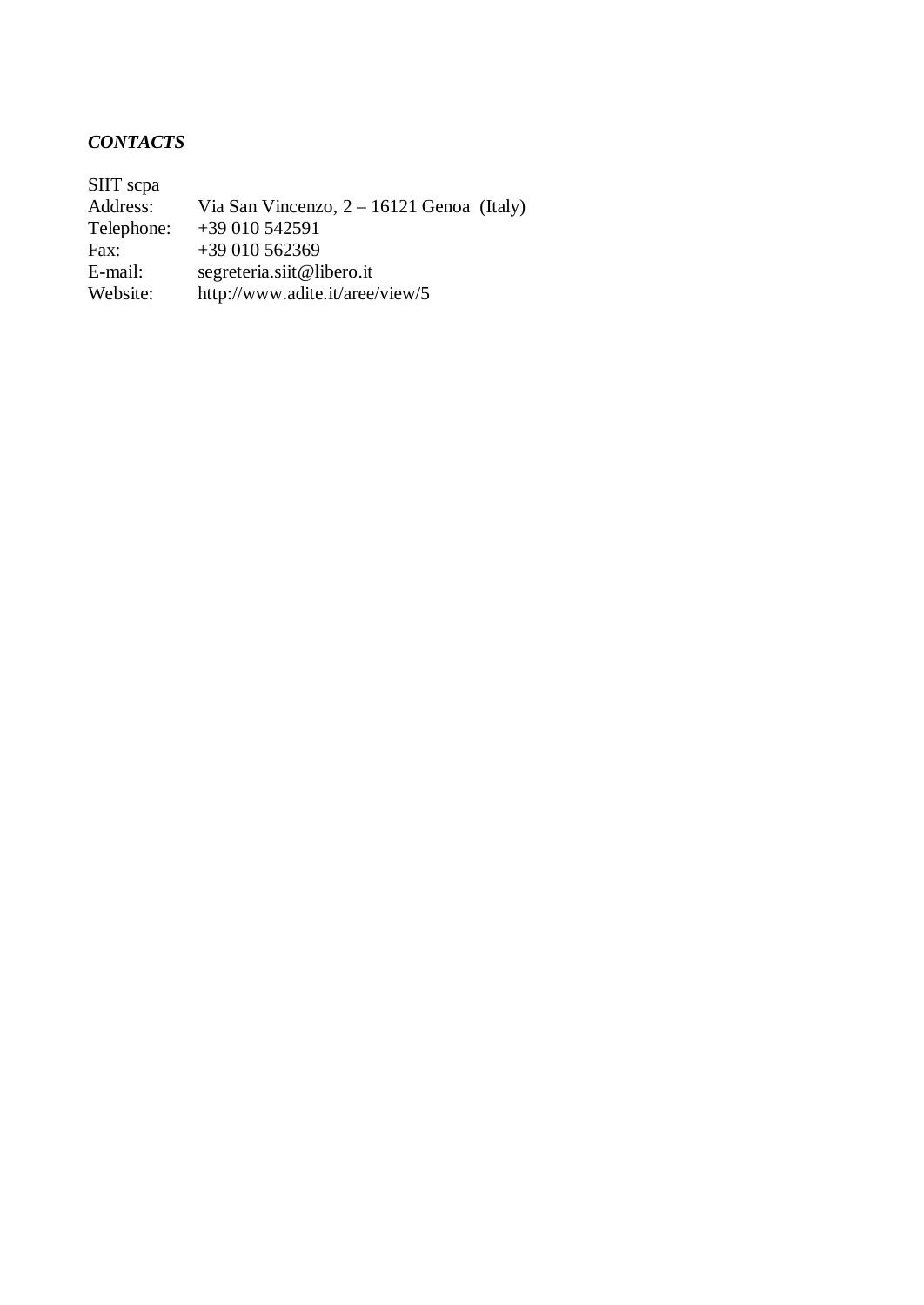***CONTACTS***

SIIT scpa

| | |
|---|---|
| Address: | Via San Vincenzo, 2 – 16121 Genoa (Italy) |
| Telephone: | +39 010 542591 |
| Fax: | +39 010 562369 |
| E-mail: | segreteria.siit@libero.it |
| Website: | http://www.adite.it/aree/view/5 |